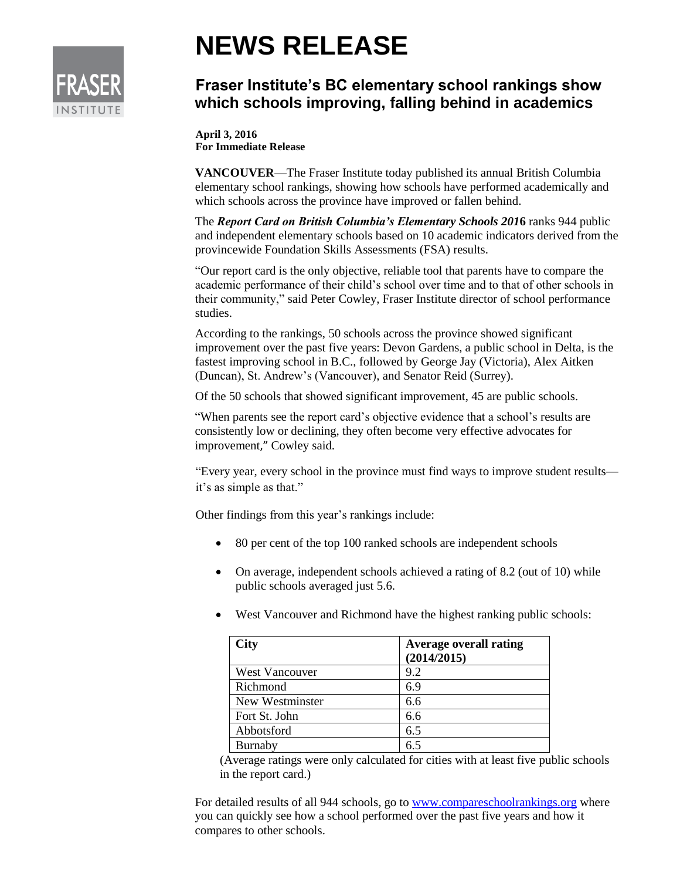# NEWS RELEASE

## Fraser Institute's BC elementary school rankings show which schools improving, falling behind in academics

**April 3, 2016**
**For Immediate Release**

**VANCOUVER**—The Fraser Institute today published its annual British Columbia elementary school rankings, showing how schools have performed academically and which schools across the province have improved or fallen behind.

The ***Report Card on British Columbia's Elementary Schools 2016*** ranks 944 public and independent elementary schools based on 10 academic indicators derived from the provincewide Foundation Skills Assessments (FSA) results.

"Our report card is the only objective, reliable tool that parents have to compare the academic performance of their child's school over time and to that of other schools in their community," said Peter Cowley, Fraser Institute director of school performance studies.

According to the rankings, 50 schools across the province showed significant improvement over the past five years: Devon Gardens, a public school in Delta, is the fastest improving school in B.C., followed by George Jay (Victoria), Alex Aitken (Duncan), St. Andrew's (Vancouver), and Senator Reid (Surrey).

Of the 50 schools that showed significant improvement, 45 are public schools.

"When parents see the report card's objective evidence that a school's results are consistently low or declining, they often become very effective advocates for improvement," Cowley said.

"Every year, every school in the province must find ways to improve student results—it's as simple as that."

Other findings from this year's rankings include:

- 80 per cent of the top 100 ranked schools are independent schools
- On average, independent schools achieved a rating of 8.2 (out of 10) while public schools averaged just 5.6.
- West Vancouver and Richmond have the highest ranking public schools:

| City | Average overall rating (2014/2015) |
|---|---|
| West Vancouver | 9.2 |
| Richmond | 6.9 |
| New Westminster | 6.6 |
| Fort St. John | 6.6 |
| Abbotsford | 6.5 |
| Burnaby | 6.5 |

(Average ratings were only calculated for cities with at least five public schools in the report card.)

For detailed results of all 944 schools, go to www.compareschoolrankings.org where you can quickly see how a school performed over the past five years and how it compares to other schools.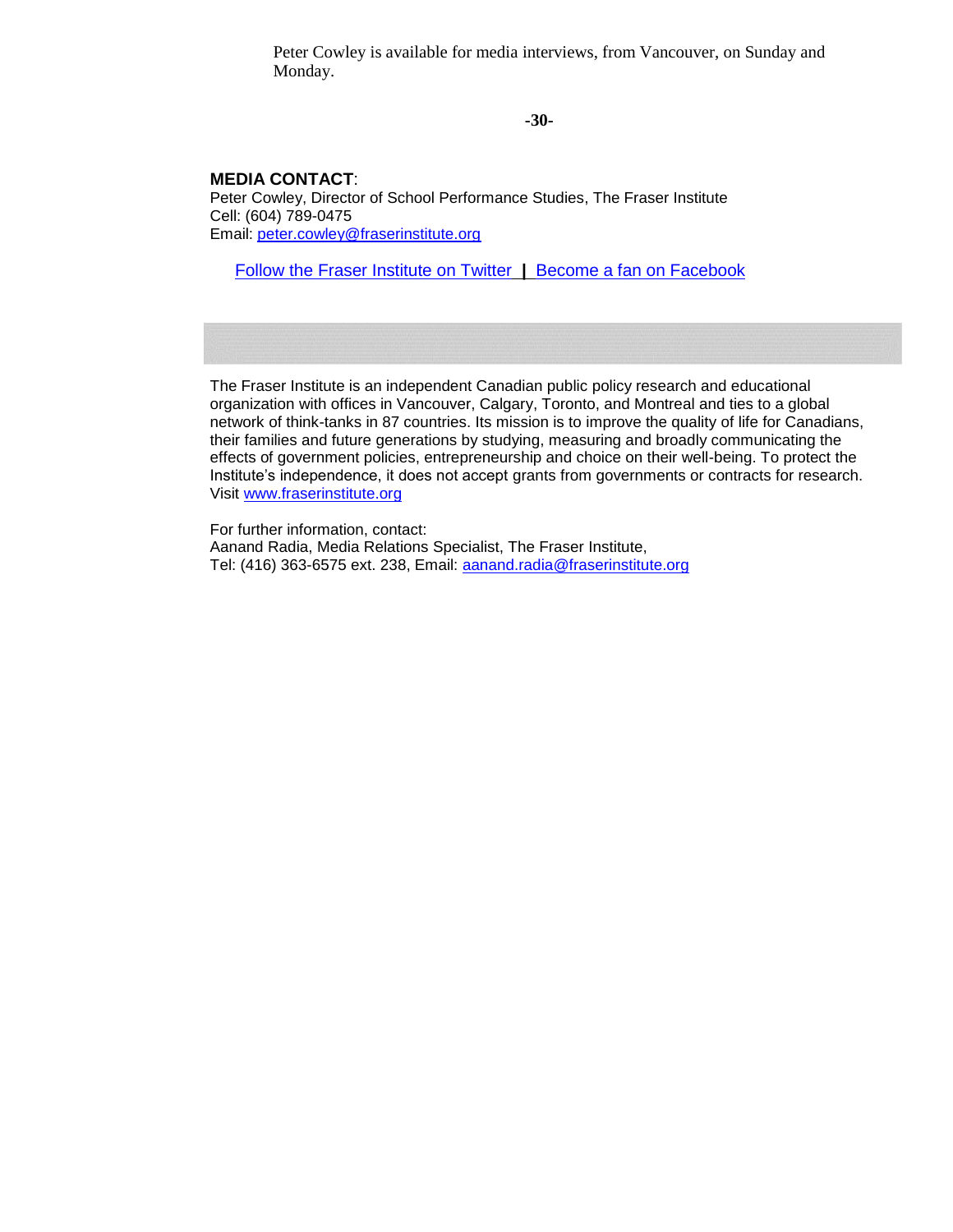Peter Cowley is available for media interviews, from Vancouver, on Sunday and Monday.

**-30-**

**MEDIA CONTACT**:
Peter Cowley, Director of School Performance Studies, The Fraser Institute
Cell: (604) 789-0475
Email: peter.cowley@fraserinstitute.org

Follow the Fraser Institute on Twitter **|** Become a fan on Facebook

The Fraser Institute is an independent Canadian public policy research and educational organization with offices in Vancouver, Calgary, Toronto, and Montreal and ties to a global network of think-tanks in 87 countries. Its mission is to improve the quality of life for Canadians, their families and future generations by studying, measuring and broadly communicating the effects of government policies, entrepreneurship and choice on their well-being. To protect the Institute's independence, it does not accept grants from governments or contracts for research. Visit www.fraserinstitute.org

For further information, contact:
Aanand Radia, Media Relations Specialist, The Fraser Institute,
Tel: (416) 363-6575 ext. 238, Email: aanand.radia@fraserinstitute.org